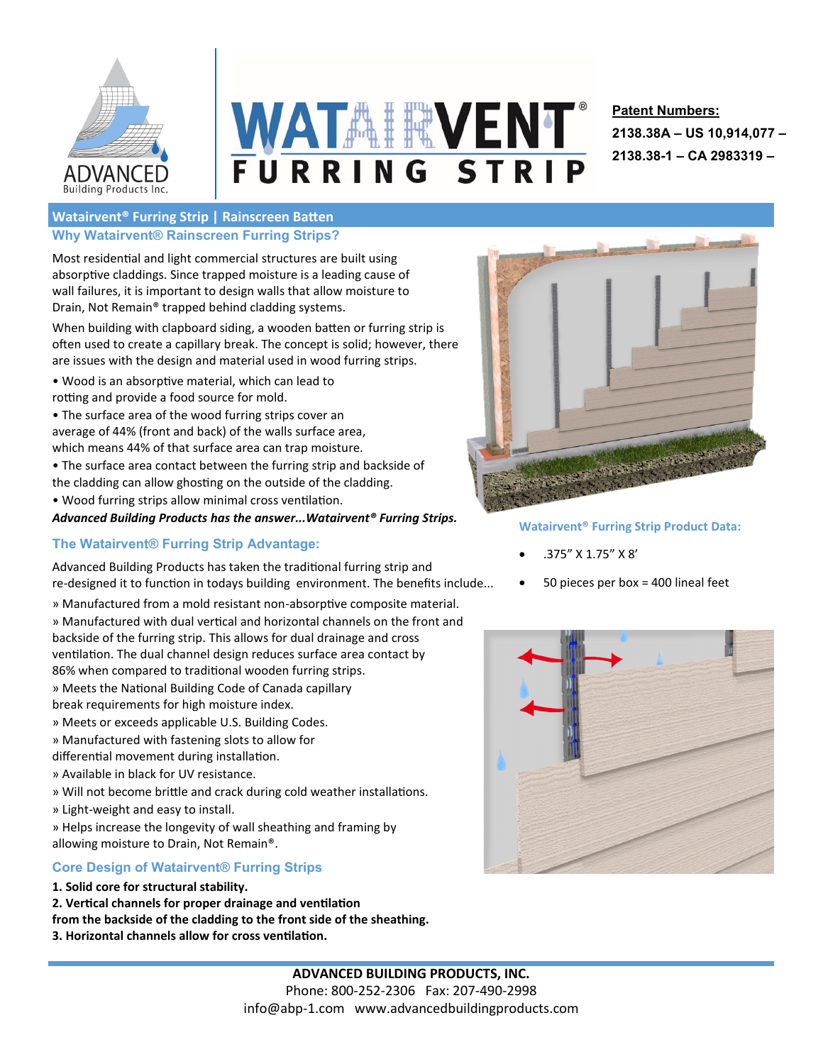ADVANCED Building Products Inc.

# WATAIRVENT® FURRING STRIP

**Patent Numbers:**
**2138.38A – US 10,914,077 –**
**2138.38-1 – CA 2983319 –**

## Watairvent® Furring Strip | Rainscreen Batten

### Why Watairvent® Rainscreen Furring Strips?

Most residential and light commercial structures are built using absorptive claddings. Since trapped moisture is a leading cause of wall failures, it is important to design walls that allow moisture to Drain, Not Remain® trapped behind cladding systems.

When building with clapboard siding, a wooden batten or furring strip is often used to create a capillary break. The concept is solid; however, there are issues with the design and material used in wood furring strips.

- Wood is an absorptive material, which can lead to rotting and provide a food source for mold.
- The surface area of the wood furring strips cover an average of 44% (front and back) of the walls surface area, which means 44% of that surface area can trap moisture.
- The surface area contact between the furring strip and backside of the cladding can allow ghosting on the outside of the cladding.
- Wood furring strips allow minimal cross ventilation.

***Advanced Building Products has the answer...Watairvent® Furring Strips.***

### The Watairvent® Furring Strip Advantage:

Advanced Building Products has taken the traditional furring strip and re-designed it to function in todays building environment. The benefits include...

» Manufactured from a mold resistant non-absorptive composite material.
» Manufactured with dual vertical and horizontal channels on the front and backside of the furring strip. This allows for dual drainage and cross ventilation. The dual channel design reduces surface area contact by 86% when compared to traditional wooden furring strips.
» Meets the National Building Code of Canada capillary break requirements for high moisture index.
» Meets or exceeds applicable U.S. Building Codes.
» Manufactured with fastening slots to allow for differential movement during installation.
» Available in black for UV resistance.
» Will not become brittle and crack during cold weather installations.
» Light-weight and easy to install.
» Helps increase the longevity of wall sheathing and framing by allowing moisture to Drain, Not Remain®.

### Core Design of Watairvent® Furring Strips

**1. Solid core for structural stability.**
**2. Vertical channels for proper drainage and ventilation from the backside of the cladding to the front side of the sheathing.**
**3. Horizontal channels allow for cross ventilation.**

### Watairvent® Furring Strip Product Data:

- .375" X 1.75" X 8'
- 50 pieces per box = 400 lineal feet

**ADVANCED BUILDING PRODUCTS, INC.**
Phone: 800-252-2306 Fax: 207-490-2998
info@abp-1.com www.advancedbuildingproducts.com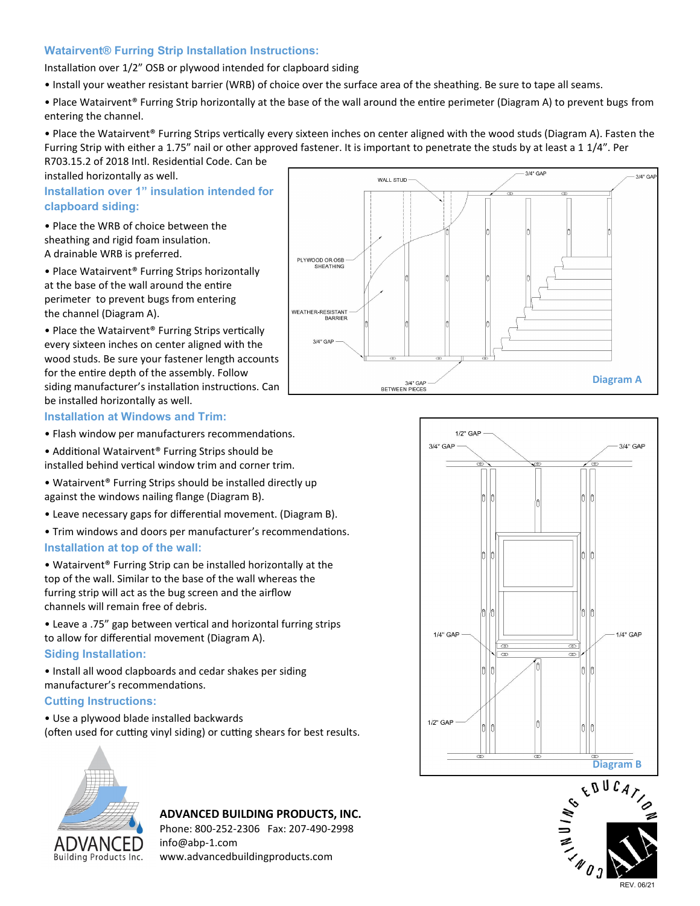## Watairvent® Furring Strip Installation Instructions:

Installation over 1/2" OSB or plywood intended for clapboard siding

- Install your weather resistant barrier (WRB) of choice over the surface area of the sheathing. Be sure to tape all seams.
- Place Watairvent® Furring Strip horizontally at the base of the wall around the entire perimeter (Diagram A) to prevent bugs from entering the channel.
- Place the Watairvent® Furring Strips vertically every sixteen inches on center aligned with the wood studs (Diagram A). Fasten the Furring Strip with either a 1.75" nail or other approved fastener. It is important to penetrate the studs by at least a 1 1/4". Per R703.15.2 of 2018 Intl. Residential Code. Can be installed horizontally as well.

## Installation over 1" insulation intended for clapboard siding:

- Place the WRB of choice between the sheathing and rigid foam insulation. A drainable WRB is preferred.
- Place Watairvent® Furring Strips horizontally at the base of the wall around the entire perimeter to prevent bugs from entering the channel (Diagram A).
- Place the Watairvent® Furring Strips vertically every sixteen inches on center aligned with the wood studs. Be sure your fastener length accounts for the entire depth of the assembly. Follow siding manufacturer's installation instructions. Can be installed horizontally as well.

WALL STUD
3/4" GAP
3/4" GAP
PLYWOOD OR OSB SHEATHING
WEATHER-RESISTANT BARRIER
3/4" GAP
3/4" GAP BETWEEN PIECES
Diagram A

## Installation at Windows and Trim:

- Flash window per manufacturers recommendations.
- Additional Watairvent® Furring Strips should be installed behind vertical window trim and corner trim.
- Watairvent® Furring Strips should be installed directly up against the windows nailing flange (Diagram B).
- Leave necessary gaps for differential movement. (Diagram B).
- Trim windows and doors per manufacturer's recommendations.

## Installation at top of the wall:

- Watairvent® Furring Strip can be installed horizontally at the top of the wall. Similar to the base of the wall whereas the furring strip will act as the bug screen and the airflow channels will remain free of debris.
- Leave a .75" gap between vertical and horizontal furring strips to allow for differential movement (Diagram A).

## Siding Installation:

- Install all wood clapboards and cedar shakes per siding manufacturer's recommendations.

## Cutting Instructions:

- Use a plywood blade installed backwards (often used for cutting vinyl siding) or cutting shears for best results.

1/2" GAP
3/4" GAP
3/4" GAP
1/4" GAP
1/4" GAP
1/2" GAP
Diagram B

ADVANCED Building Products Inc.

**ADVANCED BUILDING PRODUCTS, INC.**
Phone: 800-252-2306 Fax: 207-490-2998
info@abp-1.com
www.advancedbuildingproducts.com

CONTINUING EDUCATION AIA

REV. 06/21